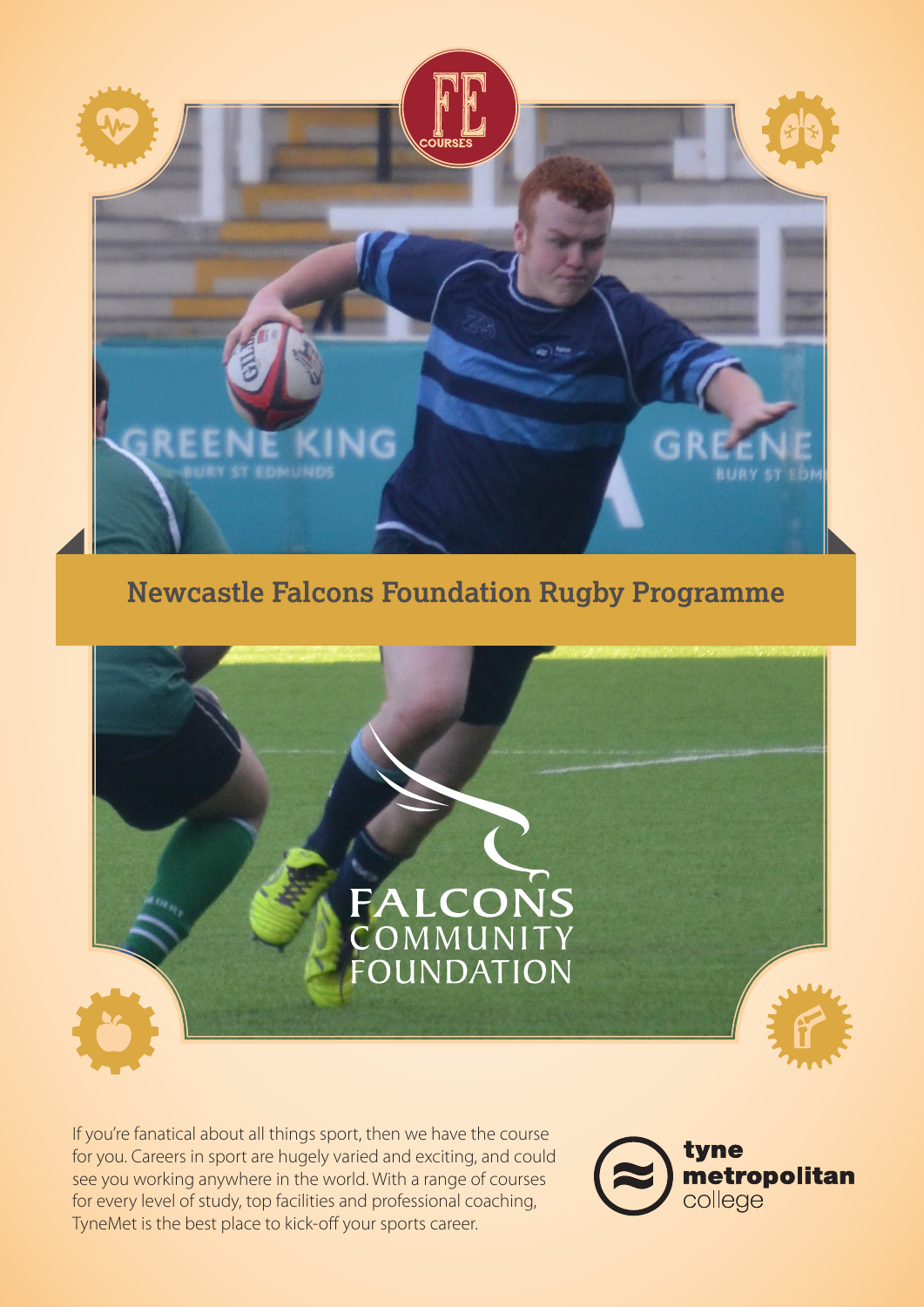FE COURSES

# Newcastle Falcons Foundation Rugby Programme

FALCONS COMMUNITY FOUNDATION

If you're fanatical about all things sport, then we have the course for you. Careers in sport are hugely varied and exciting, and could see you working anywhere in the world. With a range of courses for every level of study, top facilities and professional coaching, TyneMet is the best place to kick-off your sports career.

tyne metropolitan college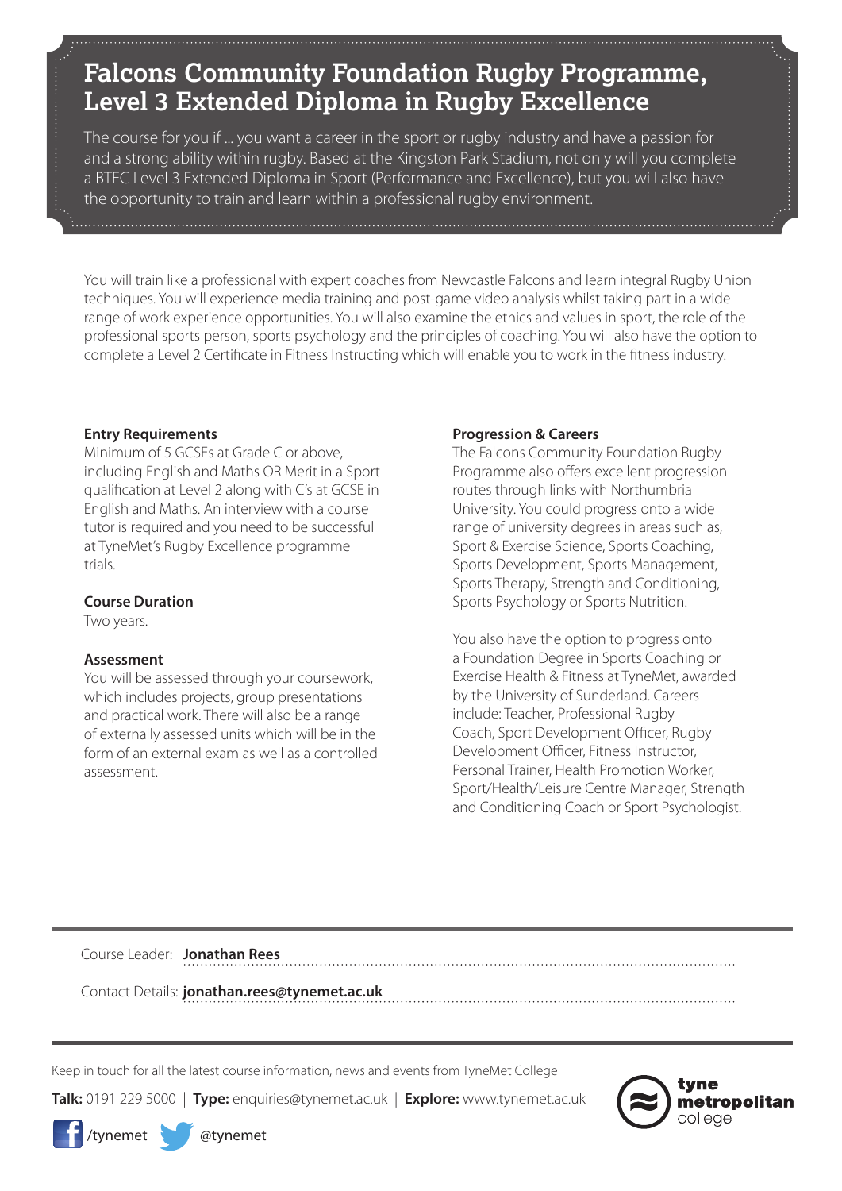# Falcons Community Foundation Rugby Programme, Level 3 Extended Diploma in Rugby Excellence

The course for you if ... you want a career in the sport or rugby industry and have a passion for and a strong ability within rugby. Based at the Kingston Park Stadium, not only will you complete a BTEC Level 3 Extended Diploma in Sport (Performance and Excellence), but you will also have the opportunity to train and learn within a professional rugby environment.

You will train like a professional with expert coaches from Newcastle Falcons and learn integral Rugby Union techniques. You will experience media training and post-game video analysis whilst taking part in a wide range of work experience opportunities. You will also examine the ethics and values in sport, the role of the professional sports person, sports psychology and the principles of coaching. You will also have the option to complete a Level 2 Certificate in Fitness Instructing which will enable you to work in the fitness industry.

**Entry Requirements**

Minimum of 5 GCSEs at Grade C or above, including English and Maths OR Merit in a Sport qualification at Level 2 along with C's at GCSE in English and Maths. An interview with a course tutor is required and you need to be successful at TyneMet's Rugby Excellence programme trials.

**Course Duration**

Two years.

**Assessment**

You will be assessed through your coursework, which includes projects, group presentations and practical work. There will also be a range of externally assessed units which will be in the form of an external exam as well as a controlled assessment.

**Progression & Careers**

The Falcons Community Foundation Rugby Programme also offers excellent progression routes through links with Northumbria University. You could progress onto a wide range of university degrees in areas such as, Sport & Exercise Science, Sports Coaching, Sports Development, Sports Management, Sports Therapy, Strength and Conditioning, Sports Psychology or Sports Nutrition.

You also have the option to progress onto a Foundation Degree in Sports Coaching or Exercise Health & Fitness at TyneMet, awarded by the University of Sunderland. Careers include: Teacher, Professional Rugby Coach, Sport Development Officer, Rugby Development Officer, Fitness Instructor, Personal Trainer, Health Promotion Worker, Sport/Health/Leisure Centre Manager, Strength and Conditioning Coach or Sport Psychologist.

Course Leader: **Jonathan Rees**

Contact Details: **jonathan.rees@tynemet.ac.uk**

Keep in touch for all the latest course information, news and events from TyneMet College

**Talk:** 0191 229 5000 | **Type:** enquiries@tynemet.ac.uk | **Explore:** www.tynemet.ac.uk

/tynemet @tynemet

tyne metropolitan college